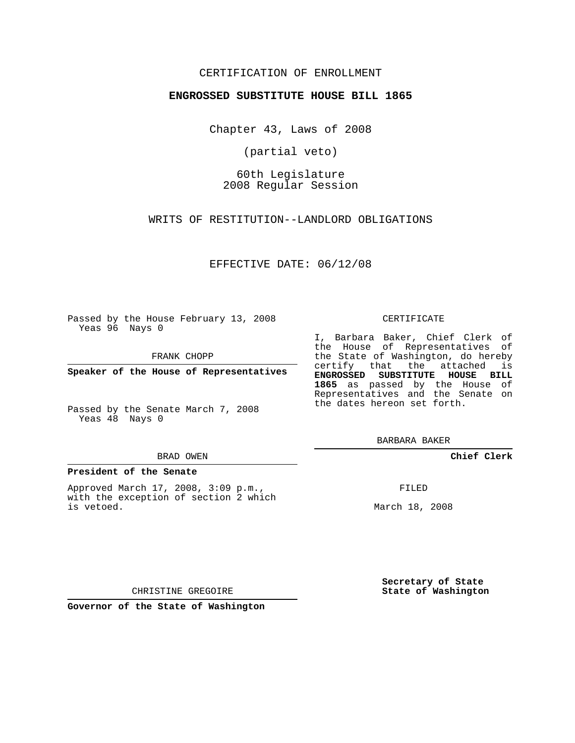CERTIFICATION OF ENROLLMENT

**ENGROSSED SUBSTITUTE HOUSE BILL 1865**

Chapter 43, Laws of 2008

(partial veto)

60th Legislature
2008 Regular Session

WRITS OF RESTITUTION--LANDLORD OBLIGATIONS

EFFECTIVE DATE: 06/12/08

Passed by the House February 13, 2008
Yeas 96 Nays 0

FRANK CHOPP

**Speaker of the House of Representatives**

Passed by the Senate March 7, 2008
Yeas 48 Nays 0

BRAD OWEN

**President of the Senate**

Approved March 17, 2008, 3:09 p.m., with the exception of section 2 which is vetoed.

CHRISTINE GREGOIRE

**Governor of the State of Washington**

CERTIFICATE

I, Barbara Baker, Chief Clerk of the House of Representatives of the State of Washington, do hereby certify that the attached is **ENGROSSED SUBSTITUTE HOUSE BILL 1865** as passed by the House of Representatives and the Senate on the dates hereon set forth.

BARBARA BAKER

**Chief Clerk**

FILED

March 18, 2008

**Secretary of State**
**State of Washington**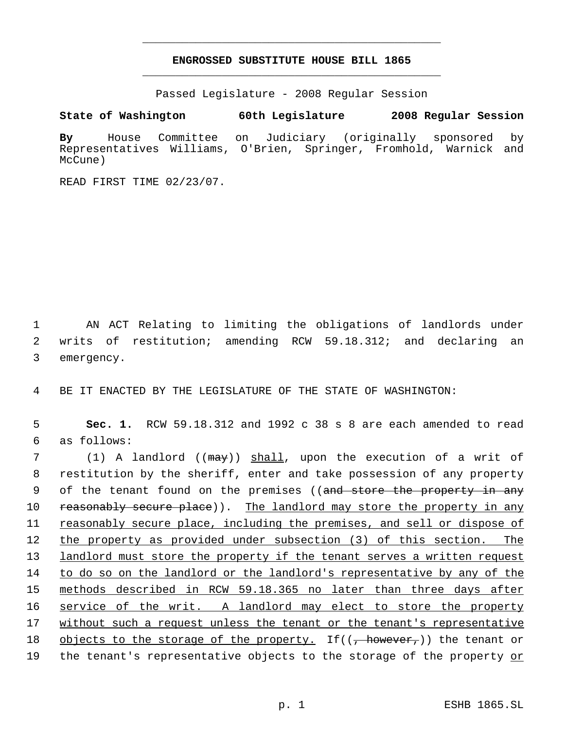# ENGROSSED SUBSTITUTE HOUSE BILL 1865

Passed Legislature - 2008 Regular Session

**State of Washington 60th Legislature 2008 Regular Session**

**By** House Committee on Judiciary (originally sponsored by Representatives Williams, O'Brien, Springer, Fromhold, Warnick and McCune)

READ FIRST TIME 02/23/07.

1 AN ACT Relating to limiting the obligations of landlords under
2 writs of restitution; amending RCW 59.18.312; and declaring an
3 emergency.

4 BE IT ENACTED BY THE LEGISLATURE OF THE STATE OF WASHINGTON:

5 **Sec. 1.** RCW 59.18.312 and 1992 c 38 s 8 are each amended to read
6 as follows:

7 (1) A landlord ((~~may~~)) <u>shall</u>, upon the execution of a writ of
8 restitution by the sheriff, enter and take possession of any property
9 of the tenant found on the premises ((~~and store the property in any~~
10 ~~reasonably secure place~~)). <u>The landlord may store the property in any</u>
11 <u>reasonably secure place, including the premises, and sell or dispose of</u>
12 <u>the property as provided under subsection (3) of this section. The</u>
13 <u>landlord must store the property if the tenant serves a written request</u>
14 <u>to do so on the landlord or the landlord's representative by any of the</u>
15 <u>methods described in RCW 59.18.365 no later than three days after</u>
16 <u>service of the writ. A landlord may elect to store the property</u>
17 <u>without such a request unless the tenant or the tenant's representative</u>
18 <u>objects to the storage of the property.</u> If((~~, however,~~)) the tenant or
19 the tenant's representative objects to the storage of the property <u>or</u>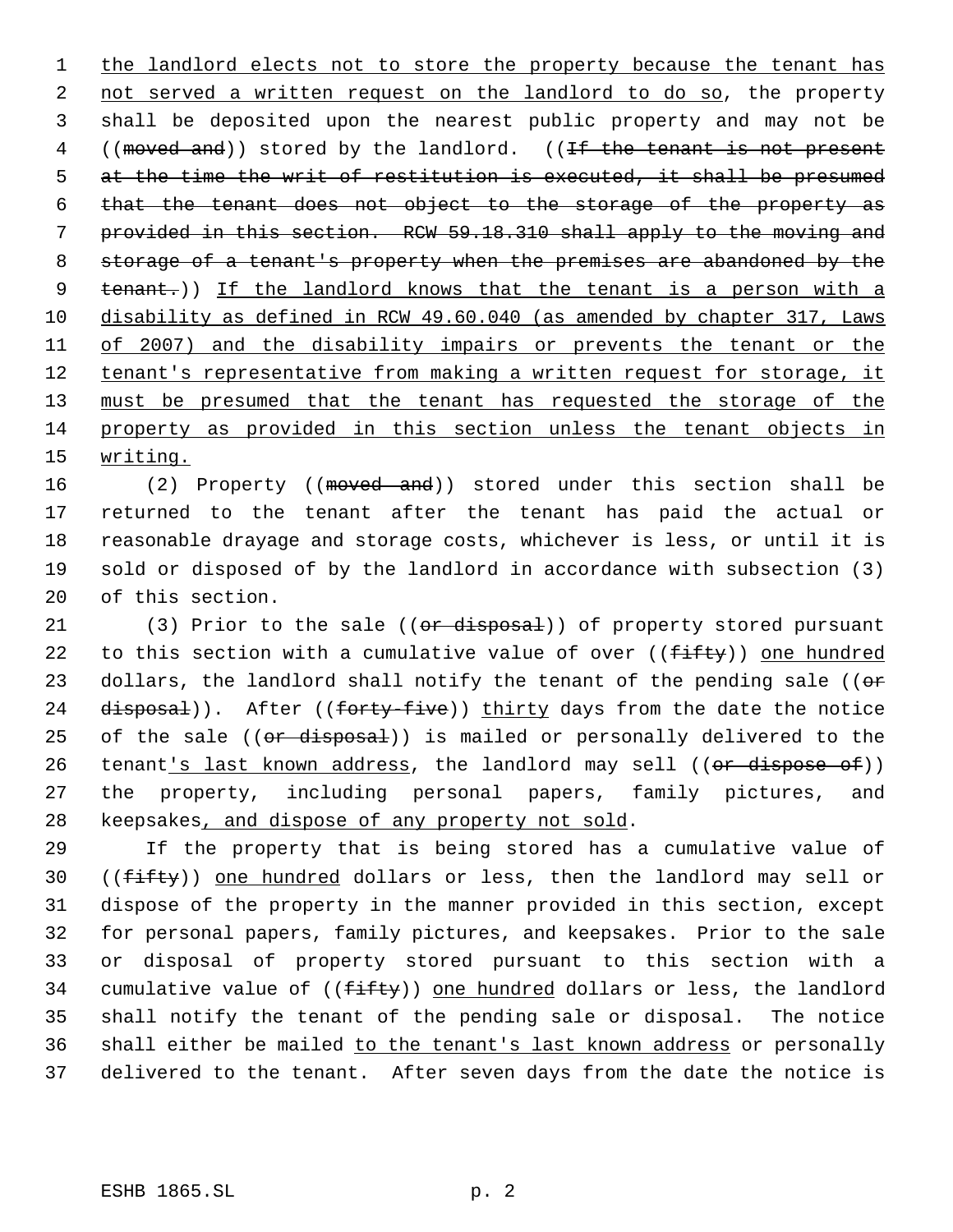the landlord elects not to store the property because the tenant has not served a written request on the landlord to do so, the property shall be deposited upon the nearest public property and may not be ((~~moved and~~)) stored by the landlord. ((~~If the tenant is not present at the time the writ of restitution is executed, it shall be presumed that the tenant does not object to the storage of the property as provided in this section. RCW 59.18.310 shall apply to the moving and storage of a tenant's property when the premises are abandoned by the tenant.~~)) If the landlord knows that the tenant is a person with a disability as defined in RCW 49.60.040 (as amended by chapter 317, Laws of 2007) and the disability impairs or prevents the tenant or the tenant's representative from making a written request for storage, it must be presumed that the tenant has requested the storage of the property as provided in this section unless the tenant objects in writing.

(2) Property ((~~moved and~~)) stored under this section shall be returned to the tenant after the tenant has paid the actual or reasonable drayage and storage costs, whichever is less, or until it is sold or disposed of by the landlord in accordance with subsection (3) of this section.

(3) Prior to the sale ((~~or disposal~~)) of property stored pursuant to this section with a cumulative value of over ((~~fifty~~)) one hundred dollars, the landlord shall notify the tenant of the pending sale ((~~or disposal~~)). After ((~~forty-five~~)) thirty days from the date the notice of the sale ((~~or disposal~~)) is mailed or personally delivered to the tenant's last known address, the landlord may sell ((~~or dispose of~~)) the property, including personal papers, family pictures, and keepsakes, and dispose of any property not sold.

If the property that is being stored has a cumulative value of ((~~fifty~~)) one hundred dollars or less, then the landlord may sell or dispose of the property in the manner provided in this section, except for personal papers, family pictures, and keepsakes. Prior to the sale or disposal of property stored pursuant to this section with a cumulative value of ((~~fifty~~)) one hundred dollars or less, the landlord shall notify the tenant of the pending sale or disposal. The notice shall either be mailed to the tenant's last known address or personally delivered to the tenant. After seven days from the date the notice is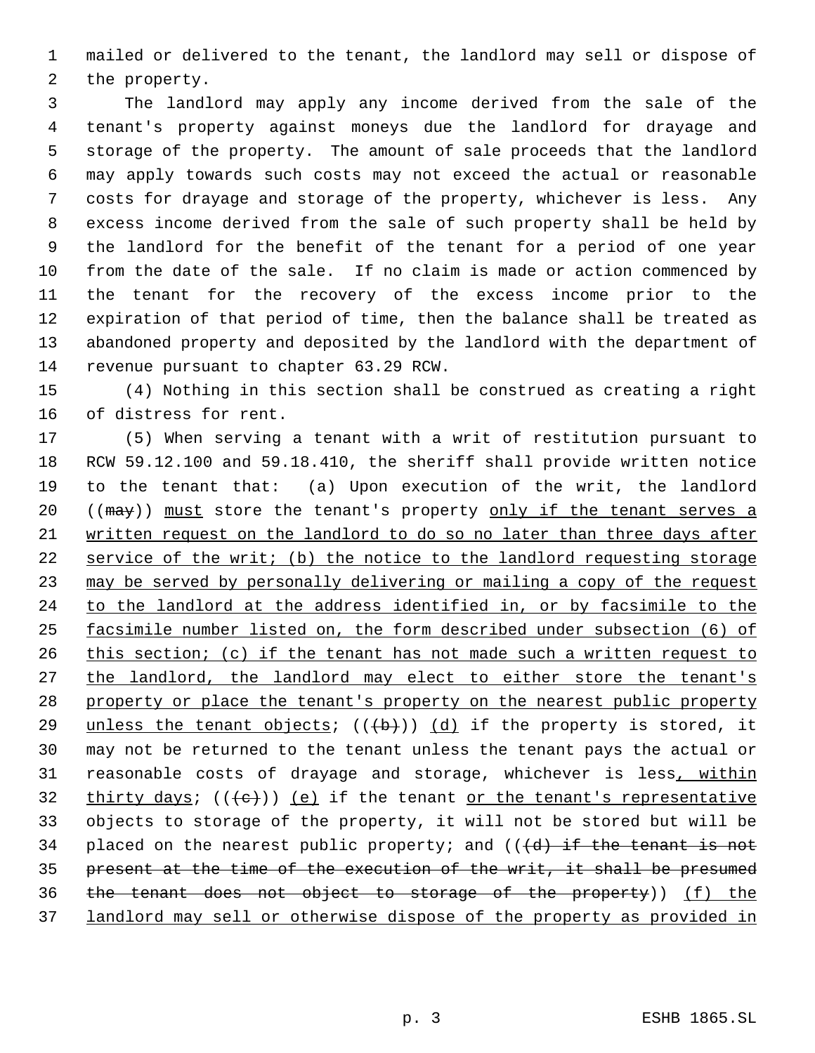mailed or delivered to the tenant, the landlord may sell or dispose of the property.

The landlord may apply any income derived from the sale of the tenant's property against moneys due the landlord for drayage and storage of the property. The amount of sale proceeds that the landlord may apply towards such costs may not exceed the actual or reasonable costs for drayage and storage of the property, whichever is less. Any excess income derived from the sale of such property shall be held by the landlord for the benefit of the tenant for a period of one year from the date of the sale. If no claim is made or action commenced by the tenant for the recovery of the excess income prior to the expiration of that period of time, then the balance shall be treated as abandoned property and deposited by the landlord with the department of revenue pursuant to chapter 63.29 RCW.

(4) Nothing in this section shall be construed as creating a right of distress for rent.

(5) When serving a tenant with a writ of restitution pursuant to RCW 59.12.100 and 59.18.410, the sheriff shall provide written notice to the tenant that: (a) Upon execution of the writ, the landlord ((~~may~~)) <u>must</u> store the tenant's property <u>only if the tenant serves a written request on the landlord to do so no later than three days after service of the writ; (b) the notice to the landlord requesting storage may be served by personally delivering or mailing a copy of the request to the landlord at the address identified in, or by facsimile to the facsimile number listed on, the form described under subsection (6) of this section; (c) if the tenant has not made such a written request to the landlord, the landlord may elect to either store the tenant's property or place the tenant's property on the nearest public property unless the tenant objects</u>; ((~~(b)~~)) <u>(d)</u> if the property is stored, it may not be returned to the tenant unless the tenant pays the actual or reasonable costs of drayage and storage, whichever is less<u>, within thirty days</u>; ((~~(c)~~)) <u>(e)</u> if the tenant <u>or the tenant's representative</u> objects to storage of the property, it will not be stored but will be placed on the nearest public property; and ((~~(d) if the tenant is not present at the time of the execution of the writ, it shall be presumed the tenant does not object to storage of the property~~)) <u>(f) the landlord may sell or otherwise dispose of the property as provided in</u>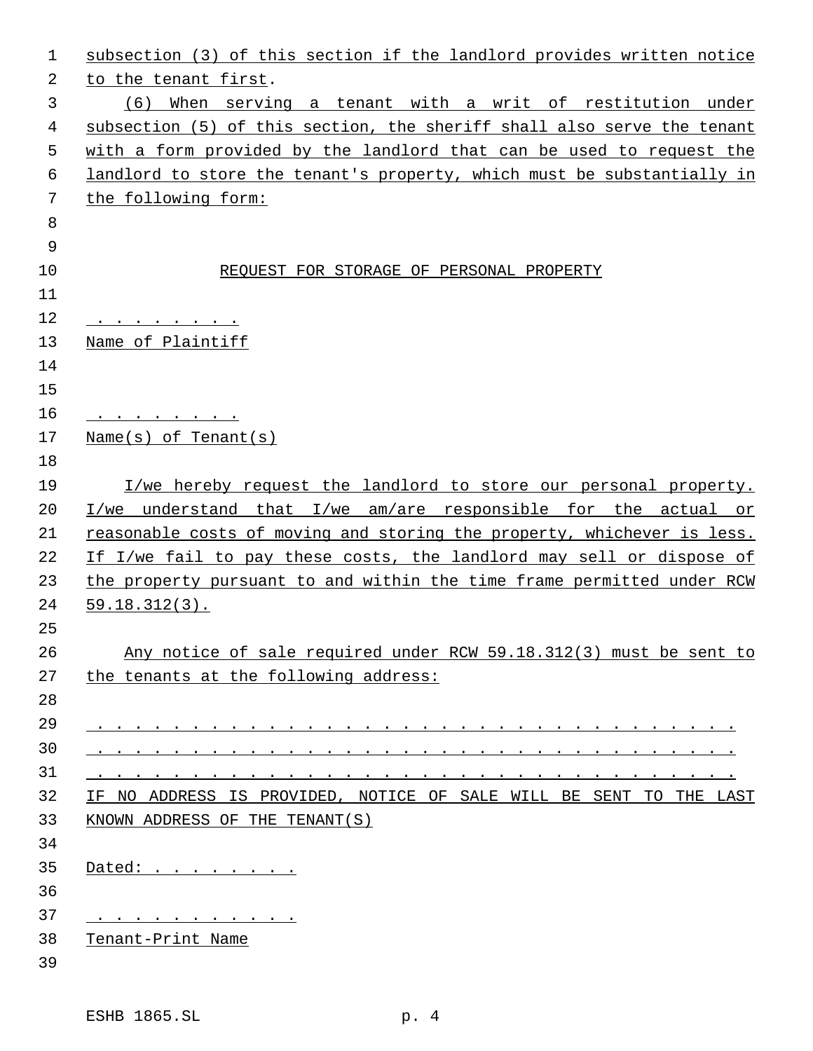subsection (3) of this section if the landlord provides written notice to the tenant first.

(6) When serving a tenant with a writ of restitution under subsection (5) of this section, the sheriff shall also serve the tenant with a form provided by the landlord that can be used to request the landlord to store the tenant's property, which must be substantially in the following form:

REQUEST FOR STORAGE OF PERSONAL PROPERTY

. . . . . . . . .
Name of Plaintiff

. . . . . . . . .
Name(s) of Tenant(s)

I/we hereby request the landlord to store our personal property. I/we understand that I/we am/are responsible for the actual or reasonable costs of moving and storing the property, whichever is less. If I/we fail to pay these costs, the landlord may sell or dispose of the property pursuant to and within the time frame permitted under RCW 59.18.312(3).

Any notice of sale required under RCW 59.18.312(3) must be sent to the tenants at the following address:

. . . . . . . . . . . . . . . . . . . . . . . . . . . . . . . . . . . . .
. . . . . . . . . . . . . . . . . . . . . . . . . . . . . . . . . . . . .
. . . . . . . . . . . . . . . . . . . . . . . . . . . . . . . . . . . . .

IF NO ADDRESS IS PROVIDED, NOTICE OF SALE WILL BE SENT TO THE LAST KNOWN ADDRESS OF THE TENANT(S)

Dated: . . . . . . . .

. . . . . . . . . . . .
Tenant-Print Name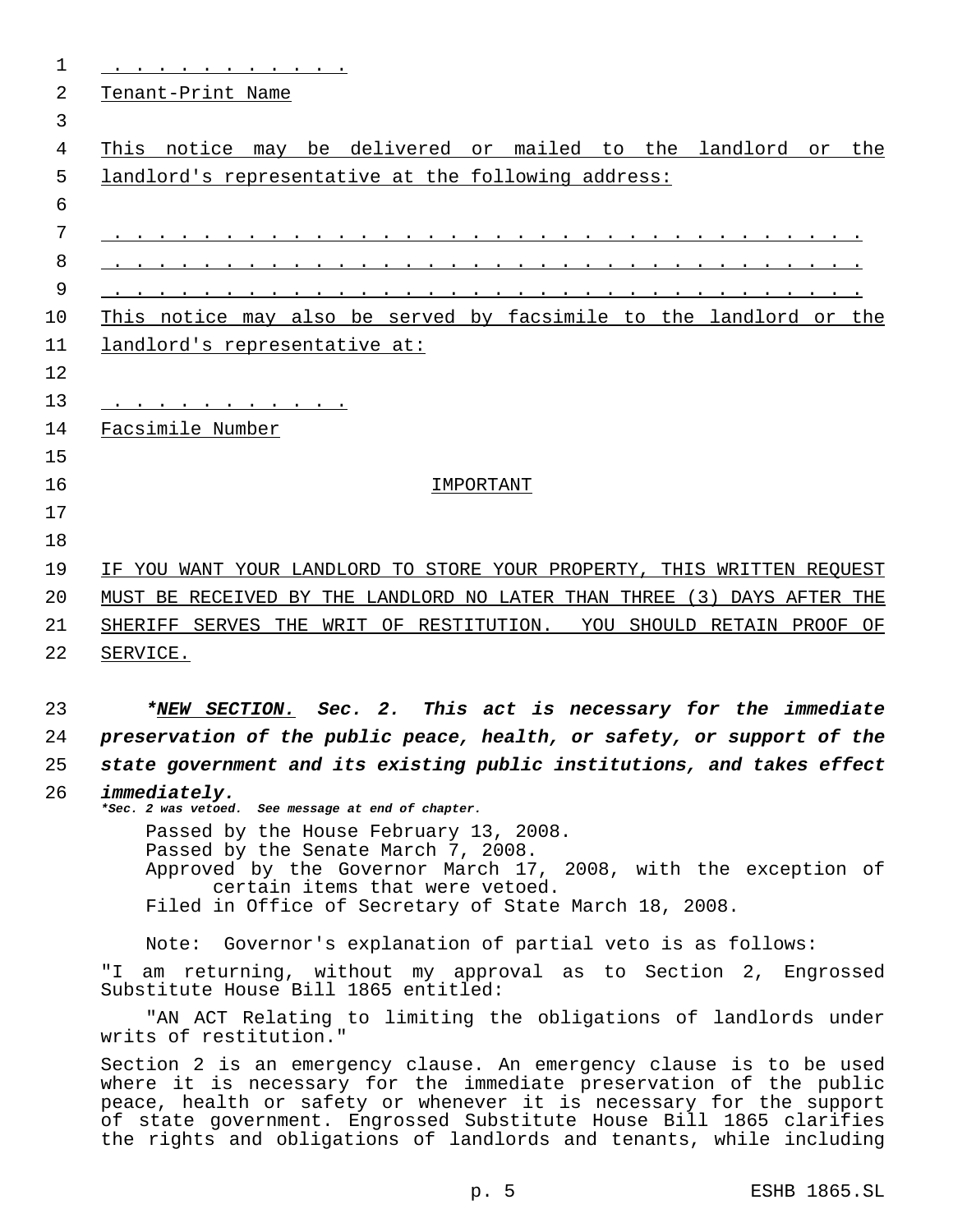. . . . . . . . . . .

Tenant-Print Name

This notice may be delivered or mailed to the landlord or the landlord's representative at the following address:

. . . . . . . . . . . . . . . . . . . . . . . . . . . . . . . . . .

. . . . . . . . . . . . . . . . . . . . . . . . . . . . . . . . . .

. . . . . . . . . . . . . . . . . . . . . . . . . . . . . . . . . .

This notice may also be served by facsimile to the landlord or the landlord's representative at:

. . . . . . . . . . .

Facsimile Number

IMPORTANT

IF YOU WANT YOUR LANDLORD TO STORE YOUR PROPERTY, THIS WRITTEN REQUEST MUST BE RECEIVED BY THE LANDLORD NO LATER THAN THREE (3) DAYS AFTER THE SHERIFF SERVES THE WRIT OF RESTITUTION. YOU SHOULD RETAIN PROOF OF SERVICE.

***NEW SECTION. Sec. 2. This act is necessary for the immediate preservation of the public peace, health, or safety, or support of the state government and its existing public institutions, and takes effect immediately.***

**\*Sec. 2 was vetoed. See message at end of chapter.**

Passed by the House February 13, 2008.
Passed by the Senate March 7, 2008.
Approved by the Governor March 17, 2008, with the exception of certain items that were vetoed.
Filed in Office of Secretary of State March 18, 2008.

Note: Governor's explanation of partial veto is as follows:

"I am returning, without my approval as to Section 2, Engrossed Substitute House Bill 1865 entitled:

"AN ACT Relating to limiting the obligations of landlords under writs of restitution."

Section 2 is an emergency clause. An emergency clause is to be used where it is necessary for the immediate preservation of the public peace, health or safety or whenever it is necessary for the support of state government. Engrossed Substitute House Bill 1865 clarifies the rights and obligations of landlords and tenants, while including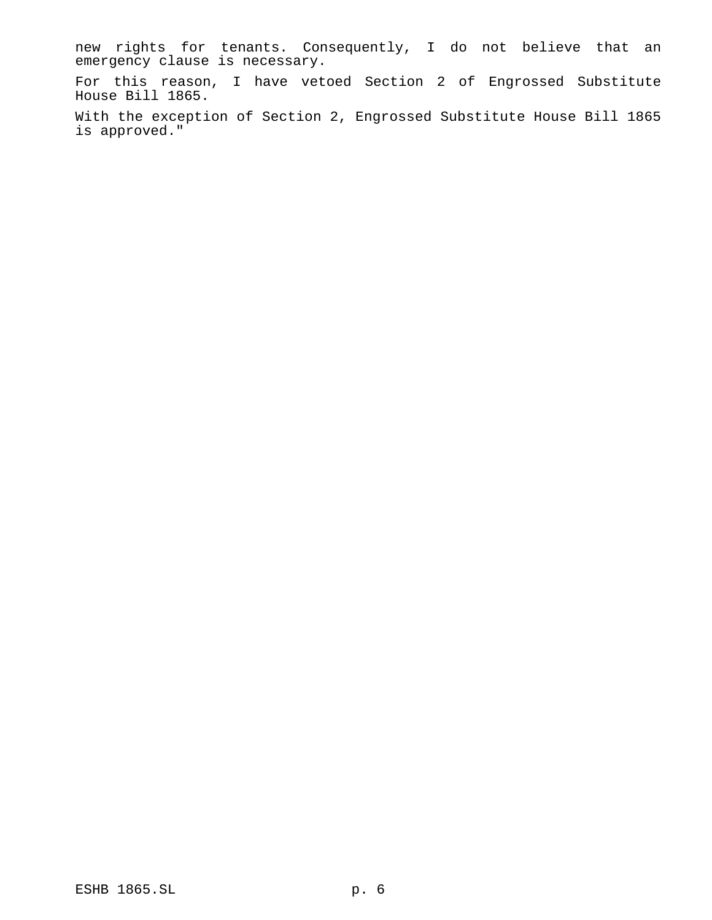new rights for tenants. Consequently, I do not believe that an emergency clause is necessary.

For this reason, I have vetoed Section 2 of Engrossed Substitute House Bill 1865.

With the exception of Section 2, Engrossed Substitute House Bill 1865 is approved."